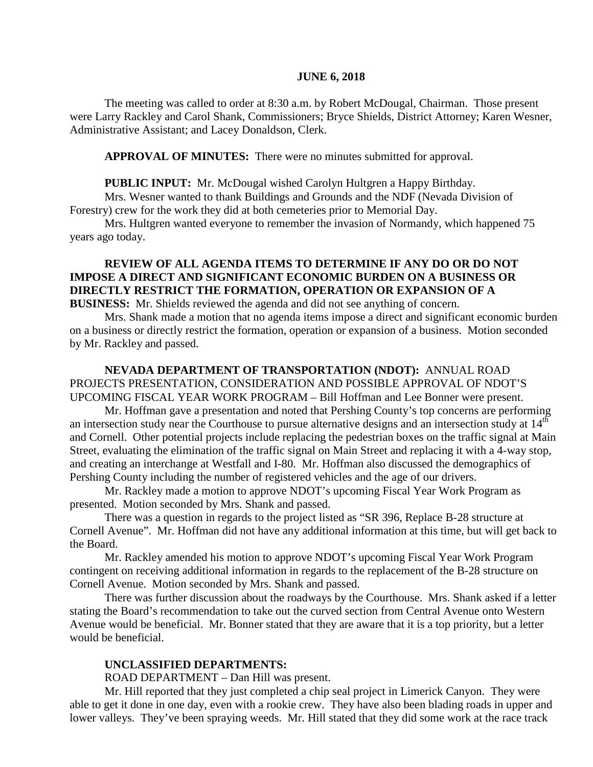**JUNE 6, 2018**

The meeting was called to order at 8:30 a.m. by Robert McDougal, Chairman. Those present were Larry Rackley and Carol Shank, Commissioners; Bryce Shields, District Attorney; Karen Wesner, Administrative Assistant; and Lacey Donaldson, Clerk.

**APPROVAL OF MINUTES:** There were no minutes submitted for approval.

**PUBLIC INPUT:** Mr. McDougal wished Carolyn Hultgren a Happy Birthday.

Mrs. Wesner wanted to thank Buildings and Grounds and the NDF (Nevada Division of Forestry) crew for the work they did at both cemeteries prior to Memorial Day.

Mrs. Hultgren wanted everyone to remember the invasion of Normandy, which happened 75 years ago today.

**REVIEW OF ALL AGENDA ITEMS TO DETERMINE IF ANY DO OR DO NOT IMPOSE A DIRECT AND SIGNIFICANT ECONOMIC BURDEN ON A BUSINESS OR DIRECTLY RESTRICT THE FORMATION, OPERATION OR EXPANSION OF A BUSINESS:** Mr. Shields reviewed the agenda and did not see anything of concern.

Mrs. Shank made a motion that no agenda items impose a direct and significant economic burden on a business or directly restrict the formation, operation or expansion of a business. Motion seconded by Mr. Rackley and passed.

**NEVADA DEPARTMENT OF TRANSPORTATION (NDOT):** ANNUAL ROAD PROJECTS PRESENTATION, CONSIDERATION AND POSSIBLE APPROVAL OF NDOT'S UPCOMING FISCAL YEAR WORK PROGRAM – Bill Hoffman and Lee Bonner were present.

Mr. Hoffman gave a presentation and noted that Pershing County's top concerns are performing an intersection study near the Courthouse to pursue alternative designs and an intersection study at 14th and Cornell. Other potential projects include replacing the pedestrian boxes on the traffic signal at Main Street, evaluating the elimination of the traffic signal on Main Street and replacing it with a 4-way stop, and creating an interchange at Westfall and I-80. Mr. Hoffman also discussed the demographics of Pershing County including the number of registered vehicles and the age of our drivers.

Mr. Rackley made a motion to approve NDOT's upcoming Fiscal Year Work Program as presented. Motion seconded by Mrs. Shank and passed.

There was a question in regards to the project listed as "SR 396, Replace B-28 structure at Cornell Avenue". Mr. Hoffman did not have any additional information at this time, but will get back to the Board.

Mr. Rackley amended his motion to approve NDOT's upcoming Fiscal Year Work Program contingent on receiving additional information in regards to the replacement of the B-28 structure on Cornell Avenue. Motion seconded by Mrs. Shank and passed.

There was further discussion about the roadways by the Courthouse. Mrs. Shank asked if a letter stating the Board's recommendation to take out the curved section from Central Avenue onto Western Avenue would be beneficial. Mr. Bonner stated that they are aware that it is a top priority, but a letter would be beneficial.

**UNCLASSIFIED DEPARTMENTS:**

ROAD DEPARTMENT – Dan Hill was present.

Mr. Hill reported that they just completed a chip seal project in Limerick Canyon. They were able to get it done in one day, even with a rookie crew. They have also been blading roads in upper and lower valleys. They've been spraying weeds. Mr. Hill stated that they did some work at the race track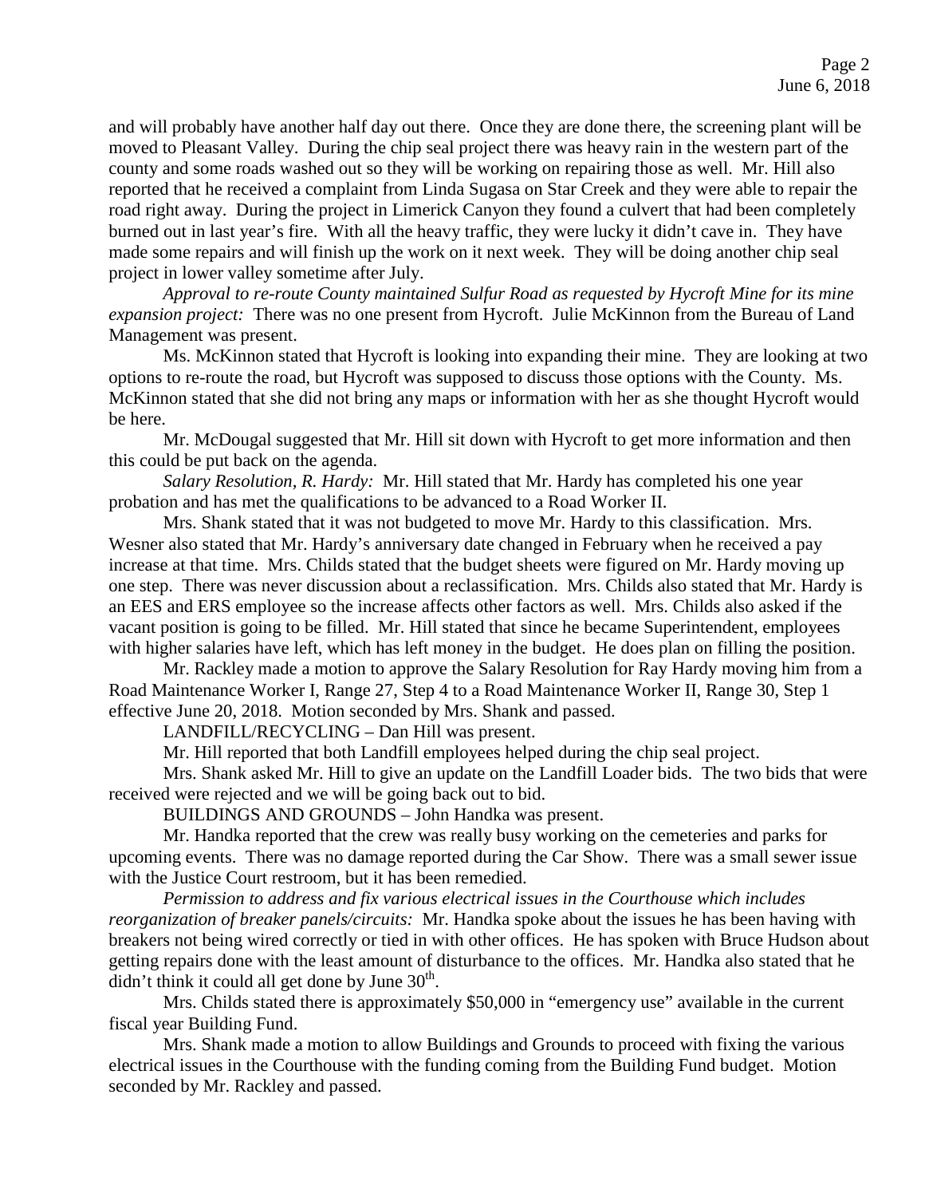and will probably have another half day out there. Once they are done there, the screening plant will be moved to Pleasant Valley. During the chip seal project there was heavy rain in the western part of the county and some roads washed out so they will be working on repairing those as well. Mr. Hill also reported that he received a complaint from Linda Sugasa on Star Creek and they were able to repair the road right away. During the project in Limerick Canyon they found a culvert that had been completely burned out in last year's fire. With all the heavy traffic, they were lucky it didn't cave in. They have made some repairs and will finish up the work on it next week. They will be doing another chip seal project in lower valley sometime after July.

*Approval to re-route County maintained Sulfur Road as requested by Hycroft Mine for its mine expansion project:* There was no one present from Hycroft. Julie McKinnon from the Bureau of Land Management was present.

Ms. McKinnon stated that Hycroft is looking into expanding their mine. They are looking at two options to re-route the road, but Hycroft was supposed to discuss those options with the County. Ms. McKinnon stated that she did not bring any maps or information with her as she thought Hycroft would be here.

Mr. McDougal suggested that Mr. Hill sit down with Hycroft to get more information and then this could be put back on the agenda.

*Salary Resolution, R. Hardy:* Mr. Hill stated that Mr. Hardy has completed his one year probation and has met the qualifications to be advanced to a Road Worker II.

Mrs. Shank stated that it was not budgeted to move Mr. Hardy to this classification. Mrs. Wesner also stated that Mr. Hardy's anniversary date changed in February when he received a pay increase at that time. Mrs. Childs stated that the budget sheets were figured on Mr. Hardy moving up one step. There was never discussion about a reclassification. Mrs. Childs also stated that Mr. Hardy is an EES and ERS employee so the increase affects other factors as well. Mrs. Childs also asked if the vacant position is going to be filled. Mr. Hill stated that since he became Superintendent, employees with higher salaries have left, which has left money in the budget. He does plan on filling the position.

Mr. Rackley made a motion to approve the Salary Resolution for Ray Hardy moving him from a Road Maintenance Worker I, Range 27, Step 4 to a Road Maintenance Worker II, Range 30, Step 1 effective June 20, 2018. Motion seconded by Mrs. Shank and passed.

LANDFILL/RECYCLING – Dan Hill was present.

Mr. Hill reported that both Landfill employees helped during the chip seal project.

Mrs. Shank asked Mr. Hill to give an update on the Landfill Loader bids. The two bids that were received were rejected and we will be going back out to bid.

BUILDINGS AND GROUNDS – John Handka was present.

Mr. Handka reported that the crew was really busy working on the cemeteries and parks for upcoming events. There was no damage reported during the Car Show. There was a small sewer issue with the Justice Court restroom, but it has been remedied.

*Permission to address and fix various electrical issues in the Courthouse which includes reorganization of breaker panels/circuits:* Mr. Handka spoke about the issues he has been having with breakers not being wired correctly or tied in with other offices. He has spoken with Bruce Hudson about getting repairs done with the least amount of disturbance to the offices. Mr. Handka also stated that he didn't think it could all get done by June 30th.

Mrs. Childs stated there is approximately $50,000 in "emergency use" available in the current fiscal year Building Fund.

Mrs. Shank made a motion to allow Buildings and Grounds to proceed with fixing the various electrical issues in the Courthouse with the funding coming from the Building Fund budget. Motion seconded by Mr. Rackley and passed.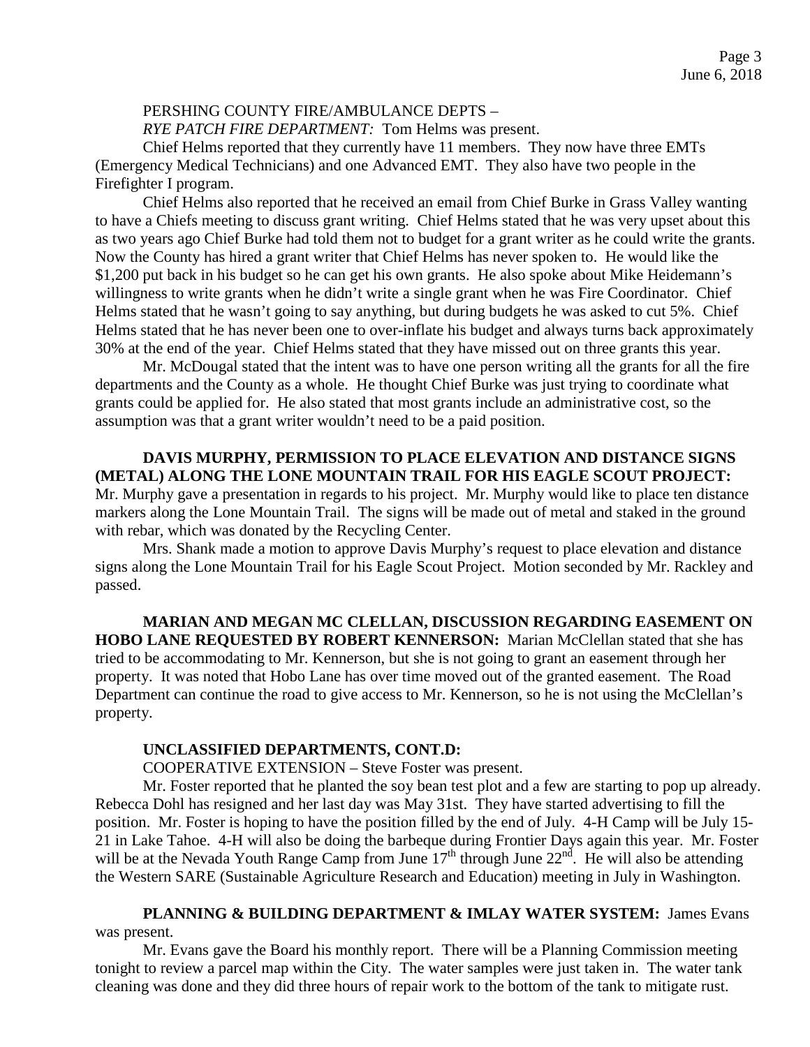PERSHING COUNTY FIRE/AMBULANCE DEPTS –

*RYE PATCH FIRE DEPARTMENT:* Tom Helms was present.

Chief Helms reported that they currently have 11 members. They now have three EMTs (Emergency Medical Technicians) and one Advanced EMT. They also have two people in the Firefighter I program.

Chief Helms also reported that he received an email from Chief Burke in Grass Valley wanting to have a Chiefs meeting to discuss grant writing. Chief Helms stated that he was very upset about this as two years ago Chief Burke had told them not to budget for a grant writer as he could write the grants. Now the County has hired a grant writer that Chief Helms has never spoken to. He would like the $1,200 put back in his budget so he can get his own grants. He also spoke about Mike Heidemann's willingness to write grants when he didn't write a single grant when he was Fire Coordinator. Chief Helms stated that he wasn't going to say anything, but during budgets he was asked to cut 5%. Chief Helms stated that he has never been one to over-inflate his budget and always turns back approximately 30% at the end of the year. Chief Helms stated that they have missed out on three grants this year.

Mr. McDougal stated that the intent was to have one person writing all the grants for all the fire departments and the County as a whole. He thought Chief Burke was just trying to coordinate what grants could be applied for. He also stated that most grants include an administrative cost, so the assumption was that a grant writer wouldn't need to be a paid position.

**DAVIS MURPHY, PERMISSION TO PLACE ELEVATION AND DISTANCE SIGNS (METAL) ALONG THE LONE MOUNTAIN TRAIL FOR HIS EAGLE SCOUT PROJECT:** Mr. Murphy gave a presentation in regards to his project. Mr. Murphy would like to place ten distance markers along the Lone Mountain Trail. The signs will be made out of metal and staked in the ground with rebar, which was donated by the Recycling Center.

Mrs. Shank made a motion to approve Davis Murphy's request to place elevation and distance signs along the Lone Mountain Trail for his Eagle Scout Project. Motion seconded by Mr. Rackley and passed.

**MARIAN AND MEGAN MC CLELLAN, DISCUSSION REGARDING EASEMENT ON HOBO LANE REQUESTED BY ROBERT KENNERSON:** Marian McClellan stated that she has tried to be accommodating to Mr. Kennerson, but she is not going to grant an easement through her property. It was noted that Hobo Lane has over time moved out of the granted easement. The Road Department can continue the road to give access to Mr. Kennerson, so he is not using the McClellan's property.

**UNCLASSIFIED DEPARTMENTS, CONT.D:**

COOPERATIVE EXTENSION – Steve Foster was present.

Mr. Foster reported that he planted the soy bean test plot and a few are starting to pop up already. Rebecca Dohl has resigned and her last day was May 31st. They have started advertising to fill the position. Mr. Foster is hoping to have the position filled by the end of July. 4-H Camp will be July 15-21 in Lake Tahoe. 4-H will also be doing the barbeque during Frontier Days again this year. Mr. Foster will be at the Nevada Youth Range Camp from June 17th through June 22nd. He will also be attending the Western SARE (Sustainable Agriculture Research and Education) meeting in July in Washington.

**PLANNING & BUILDING DEPARTMENT & IMLAY WATER SYSTEM:** James Evans was present.

Mr. Evans gave the Board his monthly report. There will be a Planning Commission meeting tonight to review a parcel map within the City. The water samples were just taken in. The water tank cleaning was done and they did three hours of repair work to the bottom of the tank to mitigate rust.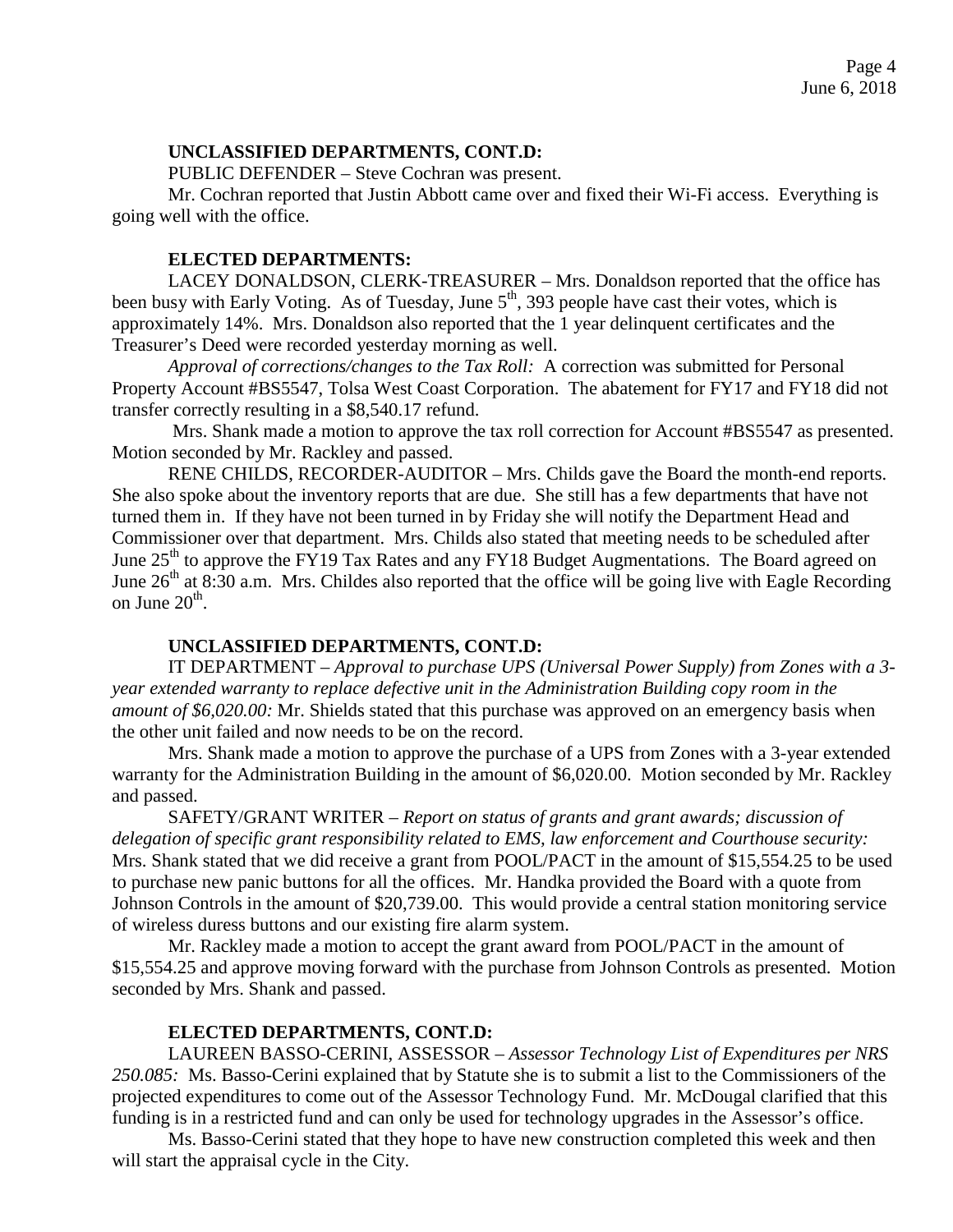**UNCLASSIFIED DEPARTMENTS, CONT.D:**

PUBLIC DEFENDER – Steve Cochran was present.

Mr. Cochran reported that Justin Abbott came over and fixed their Wi-Fi access. Everything is going well with the office.

**ELECTED DEPARTMENTS:**

LACEY DONALDSON, CLERK-TREASURER – Mrs. Donaldson reported that the office has been busy with Early Voting. As of Tuesday, June 5th, 393 people have cast their votes, which is approximately 14%. Mrs. Donaldson also reported that the 1 year delinquent certificates and the Treasurer's Deed were recorded yesterday morning as well.

*Approval of corrections/changes to the Tax Roll:* A correction was submitted for Personal Property Account #BS5547, Tolsa West Coast Corporation. The abatement for FY17 and FY18 did not transfer correctly resulting in a $8,540.17 refund.

Mrs. Shank made a motion to approve the tax roll correction for Account #BS5547 as presented. Motion seconded by Mr. Rackley and passed.

RENE CHILDS, RECORDER-AUDITOR – Mrs. Childs gave the Board the month-end reports. She also spoke about the inventory reports that are due. She still has a few departments that have not turned them in. If they have not been turned in by Friday she will notify the Department Head and Commissioner over that department. Mrs. Childs also stated that meeting needs to be scheduled after June 25th to approve the FY19 Tax Rates and any FY18 Budget Augmentations. The Board agreed on June 26th at 8:30 a.m. Mrs. Childes also reported that the office will be going live with Eagle Recording on June 20th.

**UNCLASSIFIED DEPARTMENTS, CONT.D:**

IT DEPARTMENT – *Approval to purchase UPS (Universal Power Supply) from Zones with a 3-year extended warranty to replace defective unit in the Administration Building copy room in the amount of $6,020.00:* Mr. Shields stated that this purchase was approved on an emergency basis when the other unit failed and now needs to be on the record.

Mrs. Shank made a motion to approve the purchase of a UPS from Zones with a 3-year extended warranty for the Administration Building in the amount of $6,020.00. Motion seconded by Mr. Rackley and passed.

SAFETY/GRANT WRITER – *Report on status of grants and grant awards; discussion of delegation of specific grant responsibility related to EMS, law enforcement and Courthouse security:* Mrs. Shank stated that we did receive a grant from POOL/PACT in the amount of $15,554.25 to be used to purchase new panic buttons for all the offices. Mr. Handka provided the Board with a quote from Johnson Controls in the amount of $20,739.00. This would provide a central station monitoring service of wireless duress buttons and our existing fire alarm system.

Mr. Rackley made a motion to accept the grant award from POOL/PACT in the amount of $15,554.25 and approve moving forward with the purchase from Johnson Controls as presented. Motion seconded by Mrs. Shank and passed.

**ELECTED DEPARTMENTS, CONT.D:**

LAUREEN BASSO-CERINI, ASSESSOR – *Assessor Technology List of Expenditures per NRS 250.085:* Ms. Basso-Cerini explained that by Statute she is to submit a list to the Commissioners of the projected expenditures to come out of the Assessor Technology Fund. Mr. McDougal clarified that this funding is in a restricted fund and can only be used for technology upgrades in the Assessor's office.

Ms. Basso-Cerini stated that they hope to have new construction completed this week and then will start the appraisal cycle in the City.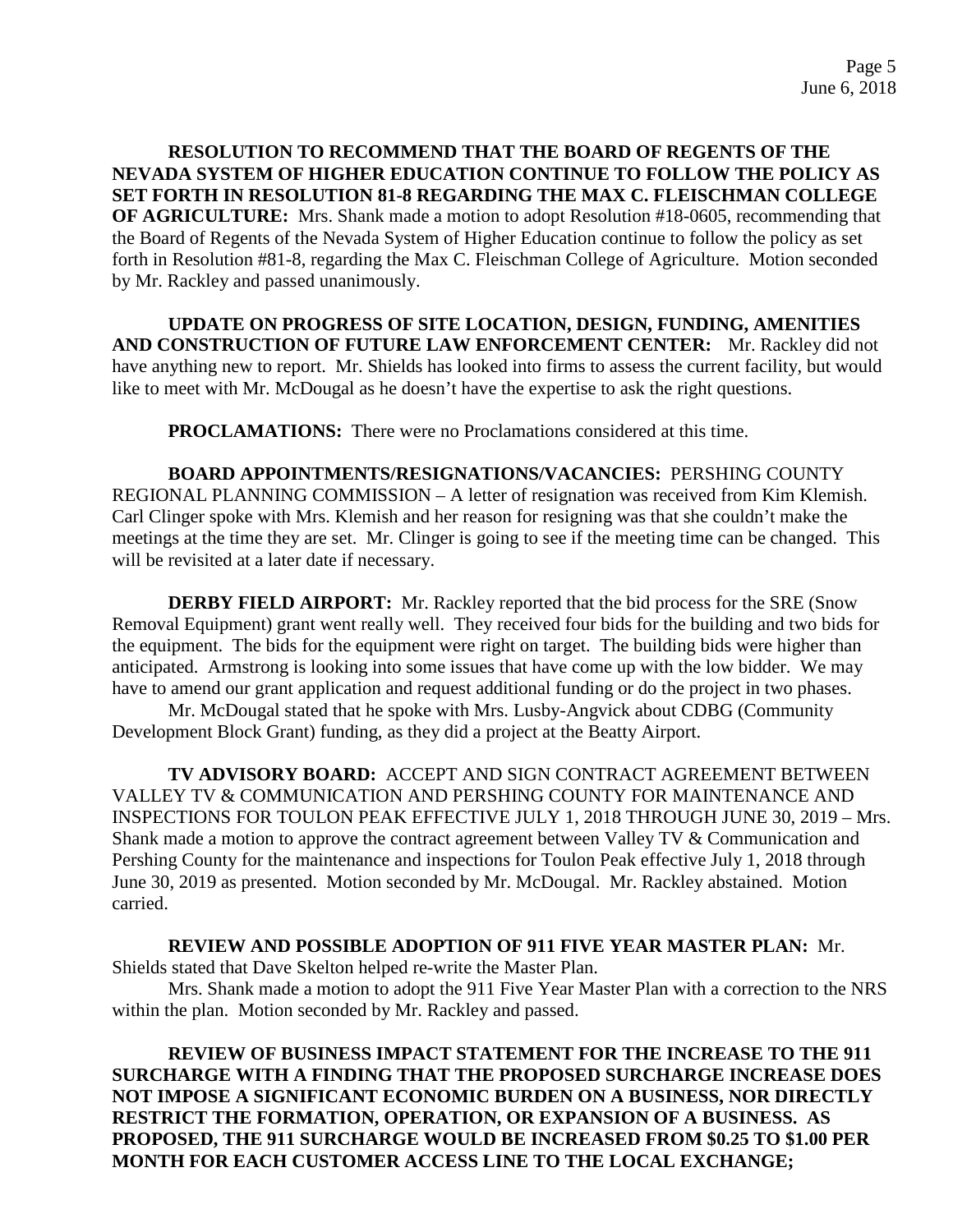**RESOLUTION TO RECOMMEND THAT THE BOARD OF REGENTS OF THE NEVADA SYSTEM OF HIGHER EDUCATION CONTINUE TO FOLLOW THE POLICY AS SET FORTH IN RESOLUTION 81-8 REGARDING THE MAX C. FLEISCHMAN COLLEGE OF AGRICULTURE:** Mrs. Shank made a motion to adopt Resolution #18-0605, recommending that the Board of Regents of the Nevada System of Higher Education continue to follow the policy as set forth in Resolution #81-8, regarding the Max C. Fleischman College of Agriculture. Motion seconded by Mr. Rackley and passed unanimously.

**UPDATE ON PROGRESS OF SITE LOCATION, DESIGN, FUNDING, AMENITIES AND CONSTRUCTION OF FUTURE LAW ENFORCEMENT CENTER:** Mr. Rackley did not have anything new to report. Mr. Shields has looked into firms to assess the current facility, but would like to meet with Mr. McDougal as he doesn't have the expertise to ask the right questions.

**PROCLAMATIONS:** There were no Proclamations considered at this time.

**BOARD APPOINTMENTS/RESIGNATIONS/VACANCIES:** PERSHING COUNTY REGIONAL PLANNING COMMISSION – A letter of resignation was received from Kim Klemish. Carl Clinger spoke with Mrs. Klemish and her reason for resigning was that she couldn't make the meetings at the time they are set. Mr. Clinger is going to see if the meeting time can be changed. This will be revisited at a later date if necessary.

**DERBY FIELD AIRPORT:** Mr. Rackley reported that the bid process for the SRE (Snow Removal Equipment) grant went really well. They received four bids for the building and two bids for the equipment. The bids for the equipment were right on target. The building bids were higher than anticipated. Armstrong is looking into some issues that have come up with the low bidder. We may have to amend our grant application and request additional funding or do the project in two phases.

Mr. McDougal stated that he spoke with Mrs. Lusby-Angvick about CDBG (Community Development Block Grant) funding, as they did a project at the Beatty Airport.

**TV ADVISORY BOARD:** ACCEPT AND SIGN CONTRACT AGREEMENT BETWEEN VALLEY TV & COMMUNICATION AND PERSHING COUNTY FOR MAINTENANCE AND INSPECTIONS FOR TOULON PEAK EFFECTIVE JULY 1, 2018 THROUGH JUNE 30, 2019 – Mrs. Shank made a motion to approve the contract agreement between Valley TV & Communication and Pershing County for the maintenance and inspections for Toulon Peak effective July 1, 2018 through June 30, 2019 as presented. Motion seconded by Mr. McDougal. Mr. Rackley abstained. Motion carried.

**REVIEW AND POSSIBLE ADOPTION OF 911 FIVE YEAR MASTER PLAN:** Mr. Shields stated that Dave Skelton helped re-write the Master Plan.

Mrs. Shank made a motion to adopt the 911 Five Year Master Plan with a correction to the NRS within the plan. Motion seconded by Mr. Rackley and passed.

**REVIEW OF BUSINESS IMPACT STATEMENT FOR THE INCREASE TO THE 911 SURCHARGE WITH A FINDING THAT THE PROPOSED SURCHARGE INCREASE DOES NOT IMPOSE A SIGNIFICANT ECONOMIC BURDEN ON A BUSINESS, NOR DIRECTLY RESTRICT THE FORMATION, OPERATION, OR EXPANSION OF A BUSINESS. AS PROPOSED, THE 911 SURCHARGE WOULD BE INCREASED FROM $0.25 TO $1.00 PER MONTH FOR EACH CUSTOMER ACCESS LINE TO THE LOCAL EXCHANGE;**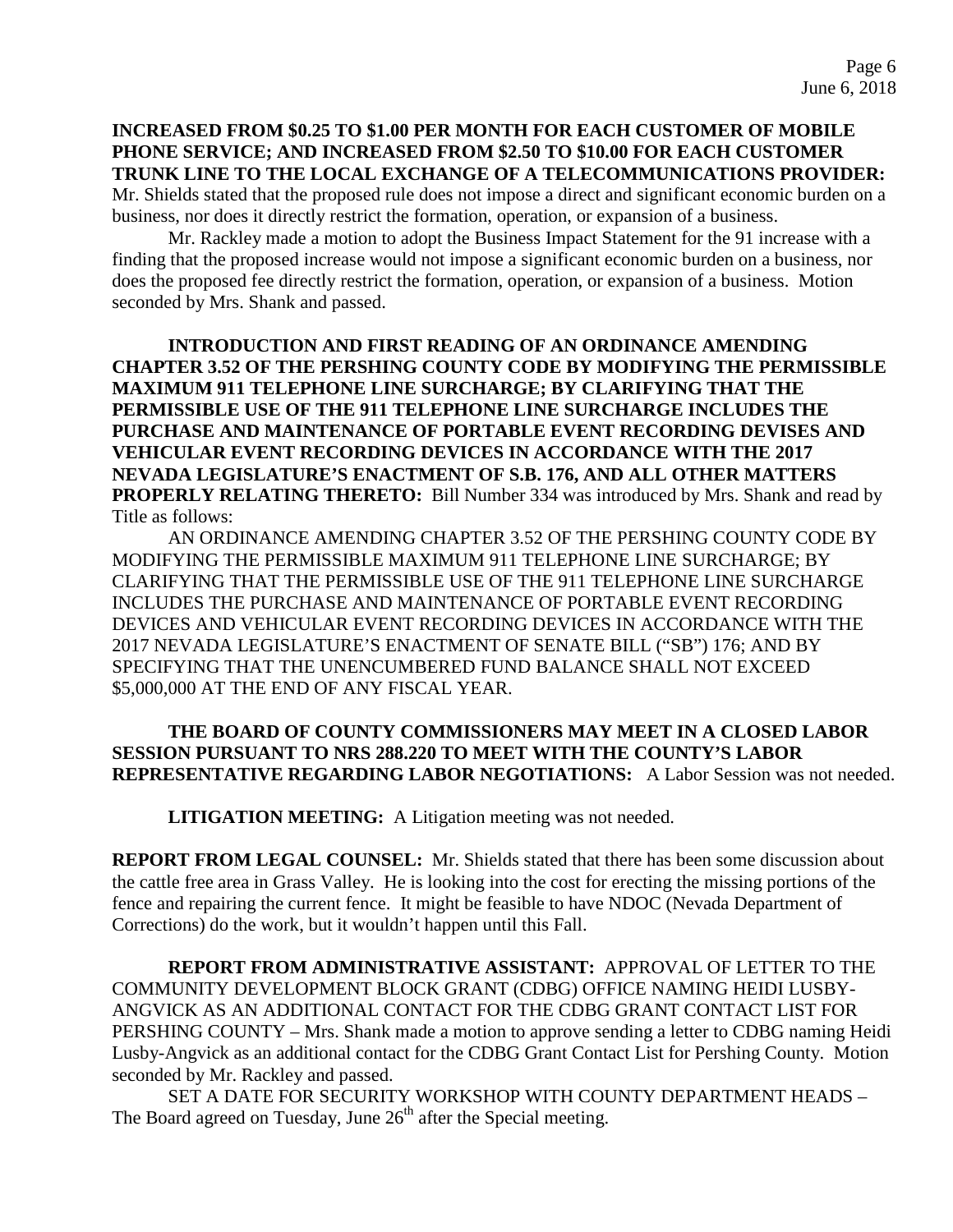**INCREASED FROM $0.25 TO $1.00 PER MONTH FOR EACH CUSTOMER OF MOBILE PHONE SERVICE; AND INCREASED FROM $2.50 TO $10.00 FOR EACH CUSTOMER TRUNK LINE TO THE LOCAL EXCHANGE OF A TELECOMMUNICATIONS PROVIDER:** Mr. Shields stated that the proposed rule does not impose a direct and significant economic burden on a business, nor does it directly restrict the formation, operation, or expansion of a business.

Mr. Rackley made a motion to adopt the Business Impact Statement for the 91 increase with a finding that the proposed increase would not impose a significant economic burden on a business, nor does the proposed fee directly restrict the formation, operation, or expansion of a business. Motion seconded by Mrs. Shank and passed.

**INTRODUCTION AND FIRST READING OF AN ORDINANCE AMENDING CHAPTER 3.52 OF THE PERSHING COUNTY CODE BY MODIFYING THE PERMISSIBLE MAXIMUM 911 TELEPHONE LINE SURCHARGE; BY CLARIFYING THAT THE PERMISSIBLE USE OF THE 911 TELEPHONE LINE SURCHARGE INCLUDES THE PURCHASE AND MAINTENANCE OF PORTABLE EVENT RECORDING DEVISES AND VEHICULAR EVENT RECORDING DEVICES IN ACCORDANCE WITH THE 2017 NEVADA LEGISLATURE'S ENACTMENT OF S.B. 176, AND ALL OTHER MATTERS PROPERLY RELATING THERETO:** Bill Number 334 was introduced by Mrs. Shank and read by Title as follows:

AN ORDINANCE AMENDING CHAPTER 3.52 OF THE PERSHING COUNTY CODE BY MODIFYING THE PERMISSIBLE MAXIMUM 911 TELEPHONE LINE SURCHARGE; BY CLARIFYING THAT THE PERMISSIBLE USE OF THE 911 TELEPHONE LINE SURCHARGE INCLUDES THE PURCHASE AND MAINTENANCE OF PORTABLE EVENT RECORDING DEVICES AND VEHICULAR EVENT RECORDING DEVICES IN ACCORDANCE WITH THE 2017 NEVADA LEGISLATURE'S ENACTMENT OF SENATE BILL ("SB") 176; AND BY SPECIFYING THAT THE UNENCUMBERED FUND BALANCE SHALL NOT EXCEED $5,000,000 AT THE END OF ANY FISCAL YEAR.

**THE BOARD OF COUNTY COMMISSIONERS MAY MEET IN A CLOSED LABOR SESSION PURSUANT TO NRS 288.220 TO MEET WITH THE COUNTY'S LABOR REPRESENTATIVE REGARDING LABOR NEGOTIATIONS:** A Labor Session was not needed.

**LITIGATION MEETING:** A Litigation meeting was not needed.

**REPORT FROM LEGAL COUNSEL:** Mr. Shields stated that there has been some discussion about the cattle free area in Grass Valley. He is looking into the cost for erecting the missing portions of the fence and repairing the current fence. It might be feasible to have NDOC (Nevada Department of Corrections) do the work, but it wouldn't happen until this Fall.

**REPORT FROM ADMINISTRATIVE ASSISTANT:** APPROVAL OF LETTER TO THE COMMUNITY DEVELOPMENT BLOCK GRANT (CDBG) OFFICE NAMING HEIDI LUSBY-ANGVICK AS AN ADDITIONAL CONTACT FOR THE CDBG GRANT CONTACT LIST FOR PERSHING COUNTY – Mrs. Shank made a motion to approve sending a letter to CDBG naming Heidi Lusby-Angvick as an additional contact for the CDBG Grant Contact List for Pershing County. Motion seconded by Mr. Rackley and passed.

SET A DATE FOR SECURITY WORKSHOP WITH COUNTY DEPARTMENT HEADS – The Board agreed on Tuesday, June 26th after the Special meeting.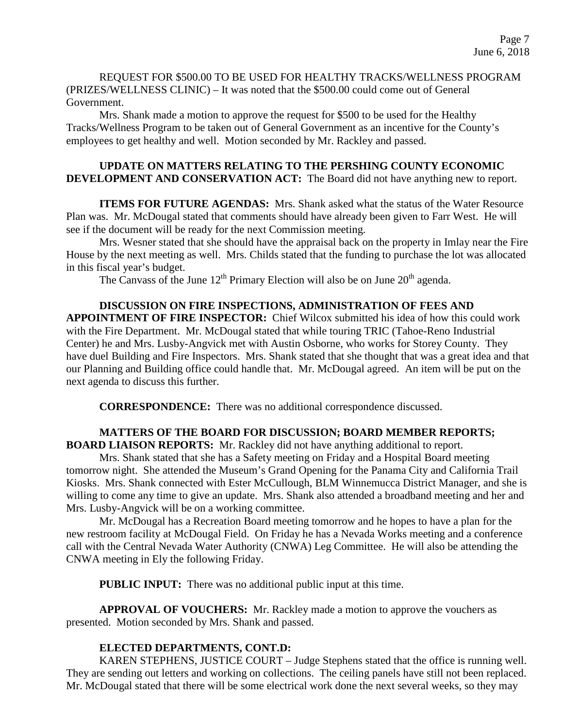REQUEST FOR $500.00 TO BE USED FOR HEALTHY TRACKS/WELLNESS PROGRAM (PRIZES/WELLNESS CLINIC) – It was noted that the $500.00 could come out of General Government.

Mrs. Shank made a motion to approve the request for $500 to be used for the Healthy Tracks/Wellness Program to be taken out of General Government as an incentive for the County's employees to get healthy and well. Motion seconded by Mr. Rackley and passed.

**UPDATE ON MATTERS RELATING TO THE PERSHING COUNTY ECONOMIC DEVELOPMENT AND CONSERVATION ACT:** The Board did not have anything new to report.

**ITEMS FOR FUTURE AGENDAS:** Mrs. Shank asked what the status of the Water Resource Plan was. Mr. McDougal stated that comments should have already been given to Farr West. He will see if the document will be ready for the next Commission meeting.

Mrs. Wesner stated that she should have the appraisal back on the property in Imlay near the Fire House by the next meeting as well. Mrs. Childs stated that the funding to purchase the lot was allocated in this fiscal year's budget.

The Canvass of the June 12th Primary Election will also be on June 20th agenda.

**DISCUSSION ON FIRE INSPECTIONS, ADMINISTRATION OF FEES AND APPOINTMENT OF FIRE INSPECTOR:** Chief Wilcox submitted his idea of how this could work with the Fire Department. Mr. McDougal stated that while touring TRIC (Tahoe-Reno Industrial Center) he and Mrs. Lusby-Angvick met with Austin Osborne, who works for Storey County. They have duel Building and Fire Inspectors. Mrs. Shank stated that she thought that was a great idea and that our Planning and Building office could handle that. Mr. McDougal agreed. An item will be put on the next agenda to discuss this further.

**CORRESPONDENCE:** There was no additional correspondence discussed.

**MATTERS OF THE BOARD FOR DISCUSSION; BOARD MEMBER REPORTS; BOARD LIAISON REPORTS:** Mr. Rackley did not have anything additional to report.

Mrs. Shank stated that she has a Safety meeting on Friday and a Hospital Board meeting tomorrow night. She attended the Museum's Grand Opening for the Panama City and California Trail Kiosks. Mrs. Shank connected with Ester McCullough, BLM Winnemucca District Manager, and she is willing to come any time to give an update. Mrs. Shank also attended a broadband meeting and her and Mrs. Lusby-Angvick will be on a working committee.

Mr. McDougal has a Recreation Board meeting tomorrow and he hopes to have a plan for the new restroom facility at McDougal Field. On Friday he has a Nevada Works meeting and a conference call with the Central Nevada Water Authority (CNWA) Leg Committee. He will also be attending the CNWA meeting in Ely the following Friday.

**PUBLIC INPUT:** There was no additional public input at this time.

**APPROVAL OF VOUCHERS:** Mr. Rackley made a motion to approve the vouchers as presented. Motion seconded by Mrs. Shank and passed.

**ELECTED DEPARTMENTS, CONT.D:**

KAREN STEPHENS, JUSTICE COURT – Judge Stephens stated that the office is running well. They are sending out letters and working on collections. The ceiling panels have still not been replaced. Mr. McDougal stated that there will be some electrical work done the next several weeks, so they may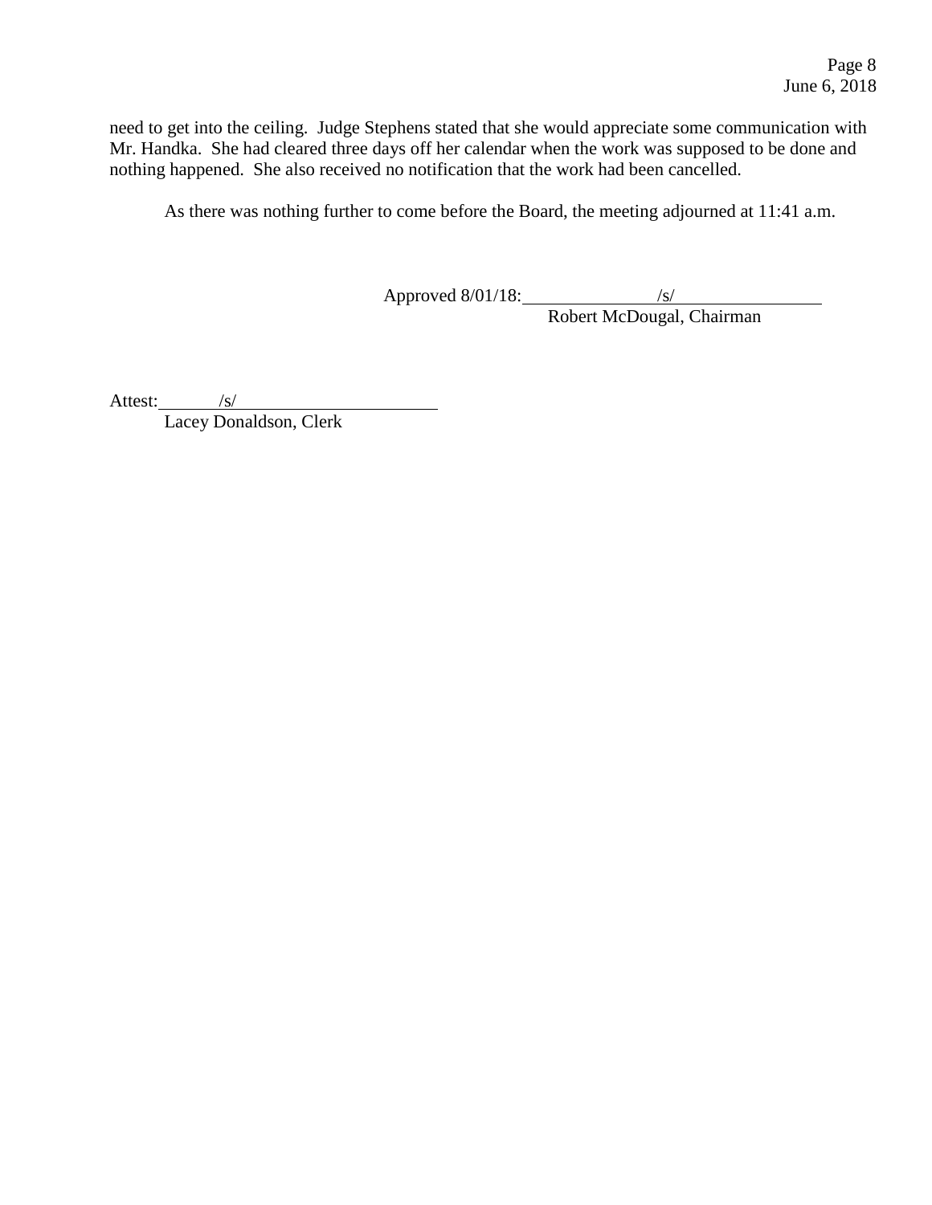need to get into the ceiling. Judge Stephens stated that she would appreciate some communication with Mr. Handka. She had cleared three days off her calendar when the work was supposed to be done and nothing happened. She also received no notification that the work had been cancelled.

As there was nothing further to come before the Board, the meeting adjourned at 11:41 a.m.

Approved 8/01/18: /s/
Robert McDougal, Chairman

Attest: /s/
Lacey Donaldson, Clerk